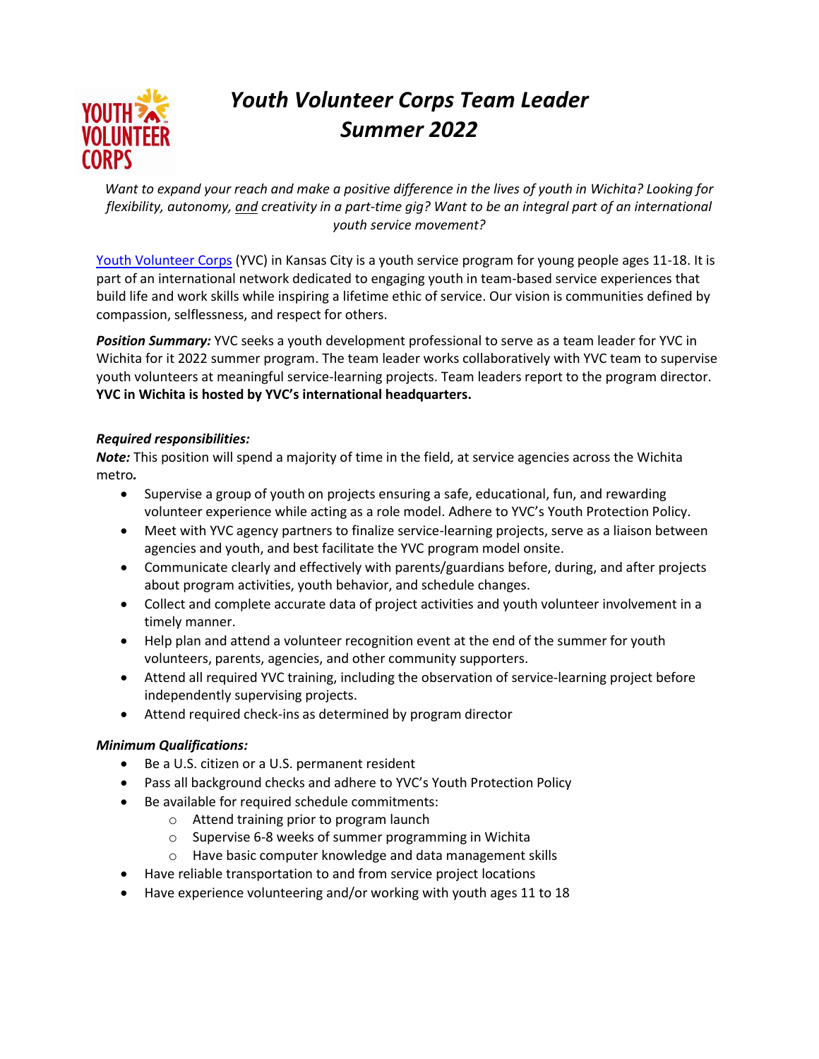# *Youth Volunteer Corps Team Leader Summer 2022*

*Want to expand your reach and make a positive difference in the lives of youth in Wichita? Looking for flexibility, autonomy, and creativity in a part-time gig? Want to be an integral part of an international youth service movement?*

Youth Volunteer Corps (YVC) in Kansas City is a youth service program for young people ages 11-18. It is part of an international network dedicated to engaging youth in team-based service experiences that build life and work skills while inspiring a lifetime ethic of service. Our vision is communities defined by compassion, selflessness, and respect for others.

***Position Summary:*** YVC seeks a youth development professional to serve as a team leader for YVC in Wichita for it 2022 summer program. The team leader works collaboratively with YVC team to supervise youth volunteers at meaningful service-learning projects. Team leaders report to the program director. **YVC in Wichita is hosted by YVC's international headquarters.**

***Required responsibilities:***

***Note:*** This position will spend a majority of time in the field, at service agencies across the Wichita metro.

- Supervise a group of youth on projects ensuring a safe, educational, fun, and rewarding volunteer experience while acting as a role model. Adhere to YVC's Youth Protection Policy.
- Meet with YVC agency partners to finalize service-learning projects, serve as a liaison between agencies and youth, and best facilitate the YVC program model onsite.
- Communicate clearly and effectively with parents/guardians before, during, and after projects about program activities, youth behavior, and schedule changes.
- Collect and complete accurate data of project activities and youth volunteer involvement in a timely manner.
- Help plan and attend a volunteer recognition event at the end of the summer for youth volunteers, parents, agencies, and other community supporters.
- Attend all required YVC training, including the observation of service-learning project before independently supervising projects.
- Attend required check-ins as determined by program director

***Minimum Qualifications:***

- Be a U.S. citizen or a U.S. permanent resident
- Pass all background checks and adhere to YVC's Youth Protection Policy
- Be available for required schedule commitments:
  - Attend training prior to program launch
  - Supervise 6-8 weeks of summer programming in Wichita
  - Have basic computer knowledge and data management skills
- Have reliable transportation to and from service project locations
- Have experience volunteering and/or working with youth ages 11 to 18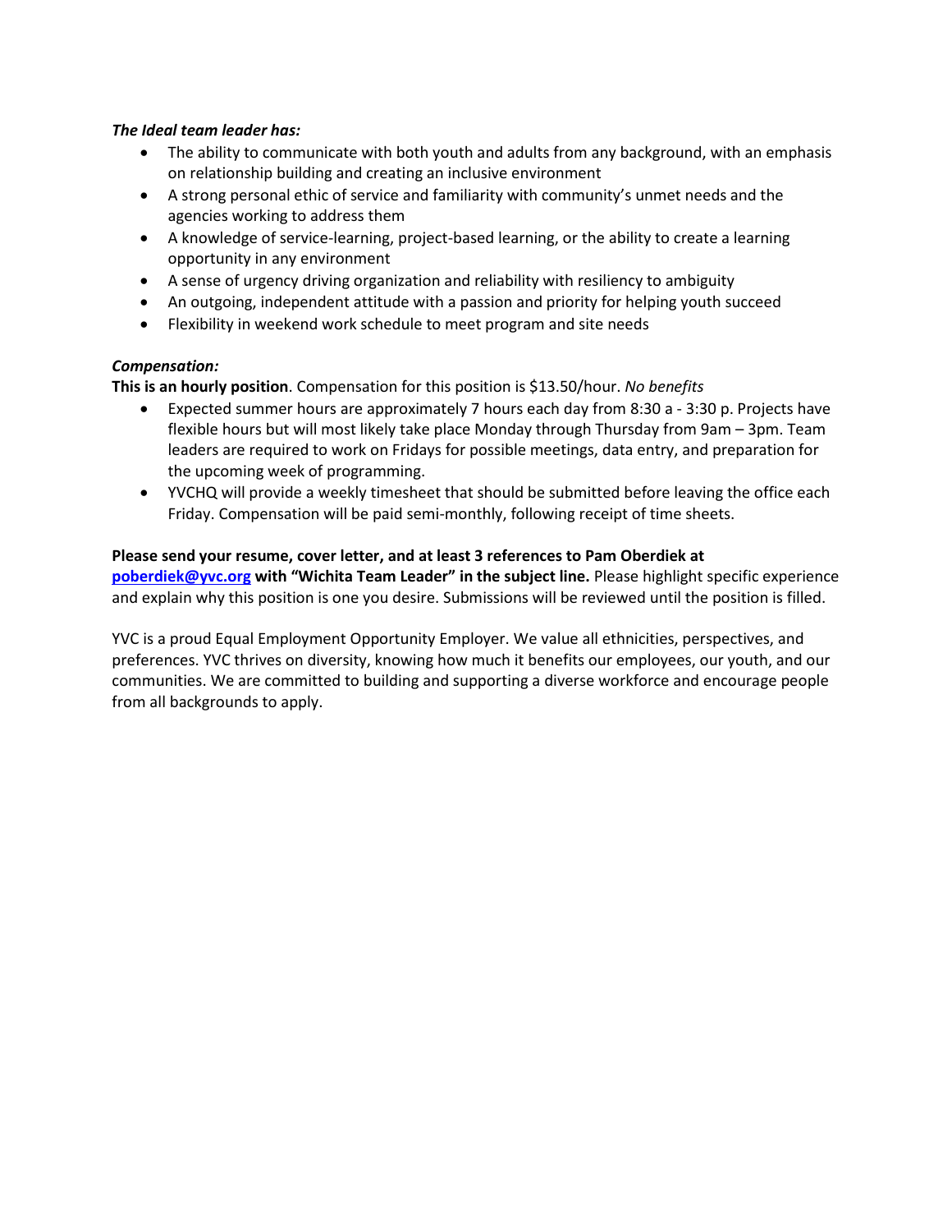***The Ideal team leader has:***

- The ability to communicate with both youth and adults from any background, with an emphasis on relationship building and creating an inclusive environment
- A strong personal ethic of service and familiarity with community's unmet needs and the agencies working to address them
- A knowledge of service-learning, project-based learning, or the ability to create a learning opportunity in any environment
- A sense of urgency driving organization and reliability with resiliency to ambiguity
- An outgoing, independent attitude with a passion and priority for helping youth succeed
- Flexibility in weekend work schedule to meet program and site needs

***Compensation:***

**This is an hourly position**. Compensation for this position is $13.50/hour. *No benefits*

- Expected summer hours are approximately 7 hours each day from 8:30 a - 3:30 p. Projects have flexible hours but will most likely take place Monday through Thursday from 9am – 3pm. Team leaders are required to work on Fridays for possible meetings, data entry, and preparation for the upcoming week of programming.
- YVCHQ will provide a weekly timesheet that should be submitted before leaving the office each Friday. Compensation will be paid semi-monthly, following receipt of time sheets.

**Please send your resume, cover letter, and at least 3 references to Pam Oberdiek at poberdiek@yvc.org with "Wichita Team Leader" in the subject line.** Please highlight specific experience and explain why this position is one you desire. Submissions will be reviewed until the position is filled.

YVC is a proud Equal Employment Opportunity Employer. We value all ethnicities, perspectives, and preferences. YVC thrives on diversity, knowing how much it benefits our employees, our youth, and our communities. We are committed to building and supporting a diverse workforce and encourage people from all backgrounds to apply.